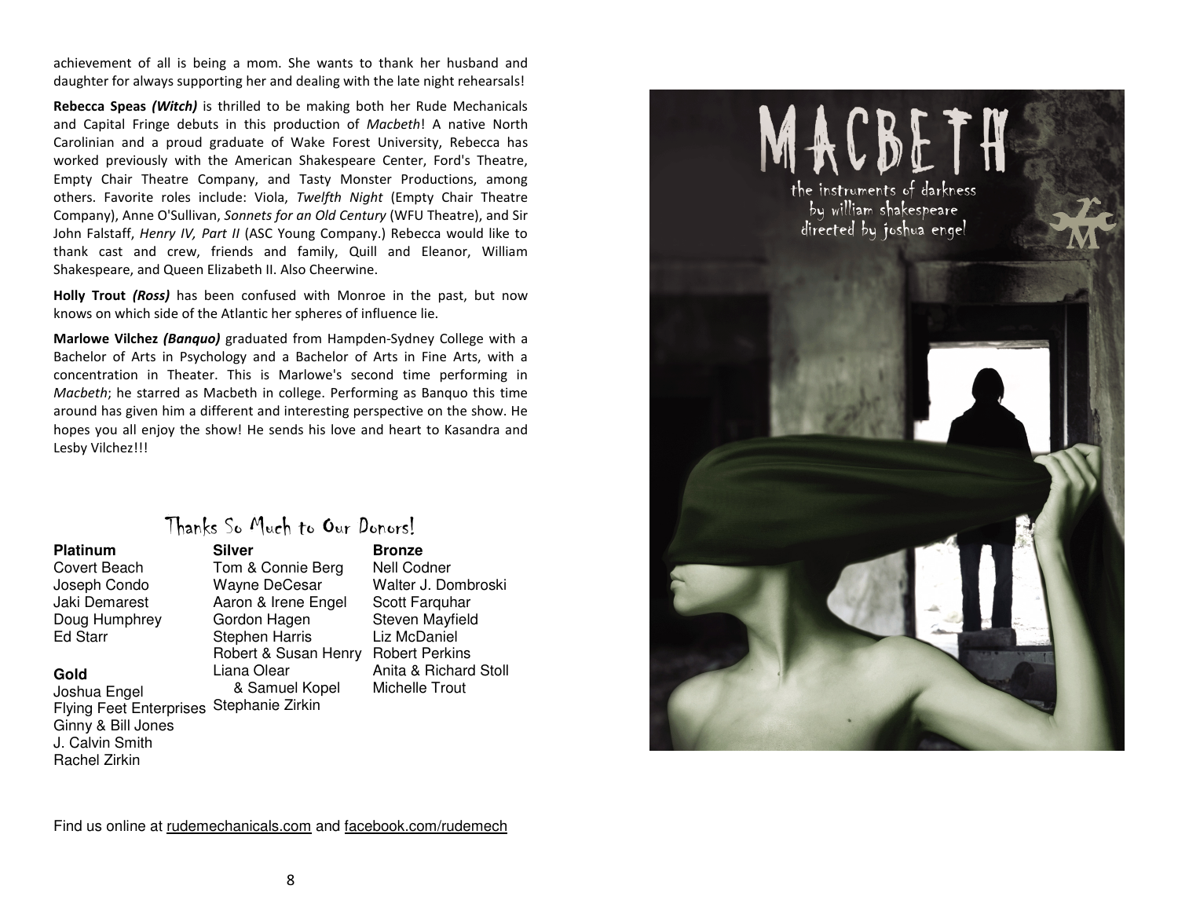achievement of all is being a mom. She wants to thank her husband and daughter for always supporting her and dealing with the late night rehearsals!

**Rebecca Speas *(Witch)*** is thrilled to be making both her Rude Mechanicals and Capital Fringe debuts in this production of *Macbeth*! A native North Carolinian and a proud graduate of Wake Forest University, Rebecca has worked previously with the American Shakespeare Center, Ford's Theatre, Empty Chair Theatre Company, and Tasty Monster Productions, among others. Favorite roles include: Viola, *Twelfth Night* (Empty Chair Theatre Company), Anne O'Sullivan, *Sonnets for an Old Century* (WFU Theatre), and Sir John Falstaff, *Henry IV, Part II* (ASC Young Company.) Rebecca would like to thank cast and crew, friends and family, Quill and Eleanor, William Shakespeare, and Queen Elizabeth II. Also Cheerwine.

**Holly Trout *(Ross)*** has been confused with Monroe in the past, but now knows on which side of the Atlantic her spheres of influence lie.

**Marlowe Vilchez *(Banquo)*** graduated from Hampden-Sydney College with a Bachelor of Arts in Psychology and a Bachelor of Arts in Fine Arts, with a concentration in Theater. This is Marlowe's second time performing in *Macbeth*; he starred as Macbeth in college. Performing as Banquo this time around has given him a different and interesting perspective on the show. He hopes you all enjoy the show! He sends his love and heart to Kasandra and Lesby Vilchez!!!

## Thanks So Much to Our Donors!

**Platinum**
Covert Beach
Joseph Condo
Jaki Demarest
Doug Humphrey
Ed Starr

**Gold**
Joshua Engel
Flying Feet Enterprises
Ginny & Bill Jones
J. Calvin Smith
Rachel Zirkin

**Silver**
Tom & Connie Berg
Wayne DeCesar
Aaron & Irene Engel
Gordon Hagen
Stephen Harris
Robert & Susan Henry
Liana Olear & Samuel Kopel
Stephanie Zirkin

**Bronze**
Nell Codner
Walter J. Dombroski
Scott Farquhar
Steven Mayfield
Liz McDaniel
Robert Perkins
Anita & Richard Stoll
Michelle Trout

Find us online at rudemechanicals.com and facebook.com/rudemech

# MACBETH

the instruments of darkness
by william shakespeare
directed by joshua engel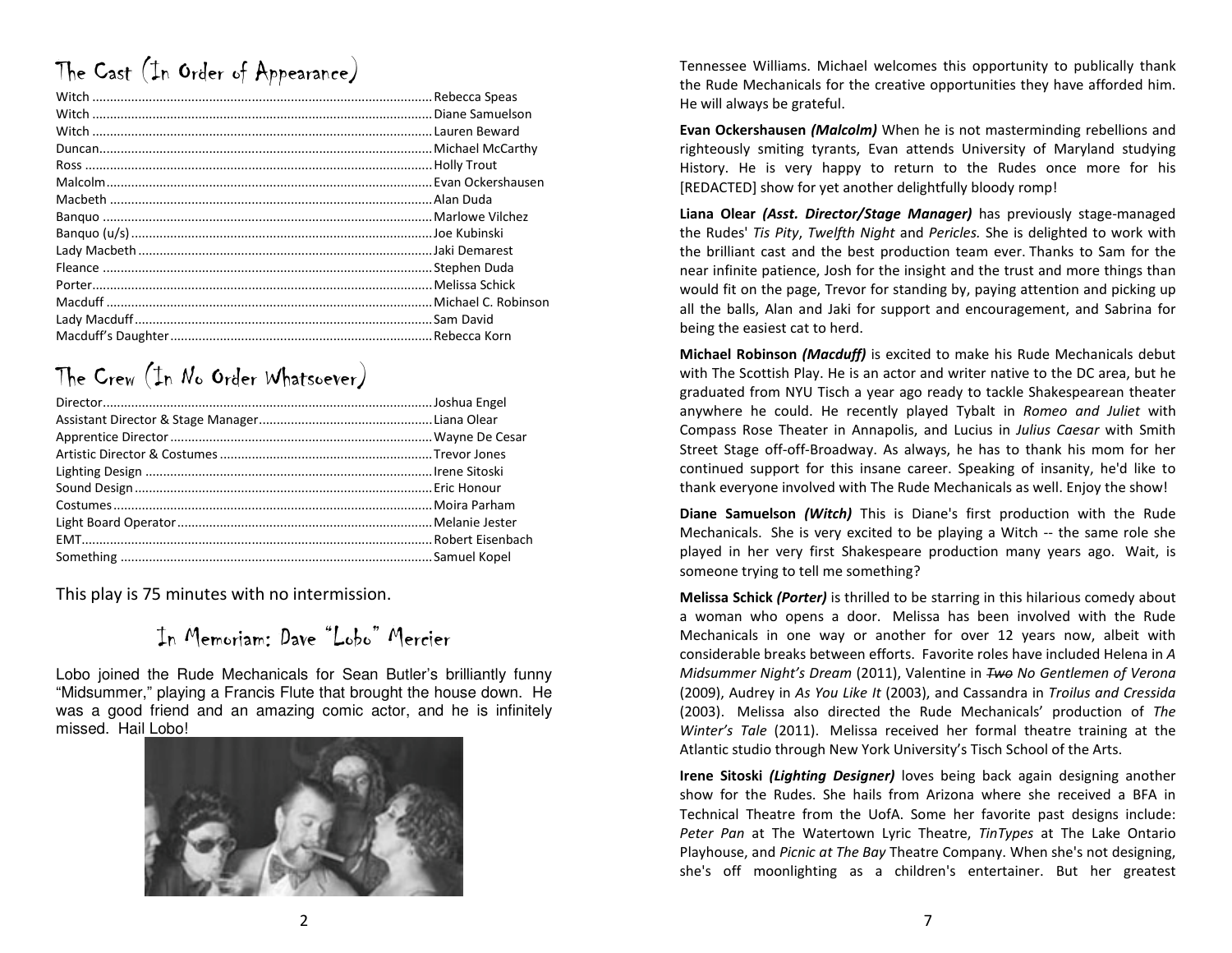## The Cast (In Order of Appearance)

| Role | Actor |
|---|---|
| Witch | Rebecca Speas |
| Witch | Diane Samuelson |
| Witch | Lauren Beward |
| Duncan | Michael McCarthy |
| Ross | Holly Trout |
| Malcolm | Evan Ockershausen |
| Macbeth | Alan Duda |
| Banquo | Marlowe Vilchez |
| Banquo (u/s) | Joe Kubinski |
| Lady Macbeth | Jaki Demarest |
| Fleance | Stephen Duda |
| Porter | Melissa Schick |
| Macduff | Michael C. Robinson |
| Lady Macduff | Sam David |
| Macduff's Daughter | Rebecca Korn |

## The Crew (In No Order Whatsoever)

| Role | Name |
|---|---|
| Director | Joshua Engel |
| Assistant Director & Stage Manager | Liana Olear |
| Apprentice Director | Wayne De Cesar |
| Artistic Director & Costumes | Trevor Jones |
| Lighting Design | Irene Sitoski |
| Sound Design | Eric Honour |
| Costumes | Moira Parham |
| Light Board Operator | Melanie Jester |
| EMT | Robert Eisenbach |
| Something | Samuel Kopel |

This play is 75 minutes with no intermission.

## In Memoriam: Dave "Lobo" Mercier

Lobo joined the Rude Mechanicals for Sean Butler's brilliantly funny "Midsummer," playing a Francis Flute that brought the house down. He was a good friend and an amazing comic actor, and he is infinitely missed. Hail Lobo!

Tennessee Williams. Michael welcomes this opportunity to publically thank the Rude Mechanicals for the creative opportunities they have afforded him. He will always be grateful.

**Evan Ockershausen *(Malcolm)*** When he is not masterminding rebellions and righteously smiting tyrants, Evan attends University of Maryland studying History. He is very happy to return to the Rudes once more for his [REDACTED] show for yet another delightfully bloody romp!

**Liana Olear *(Asst. Director/Stage Manager)*** has previously stage-managed the Rudes' *Tis Pity*, *Twelfth Night* and *Pericles.* She is delighted to work with the brilliant cast and the best production team ever. Thanks to Sam for the near infinite patience, Josh for the insight and the trust and more things than would fit on the page, Trevor for standing by, paying attention and picking up all the balls, Alan and Jaki for support and encouragement, and Sabrina for being the easiest cat to herd.

**Michael Robinson *(Macduff)*** is excited to make his Rude Mechanicals debut with The Scottish Play. He is an actor and writer native to the DC area, but he graduated from NYU Tisch a year ago ready to tackle Shakespearean theater anywhere he could. He recently played Tybalt in *Romeo and Juliet* with Compass Rose Theater in Annapolis, and Lucius in *Julius Caesar* with Smith Street Stage off-off-Broadway. As always, he has to thank his mom for her continued support for this insane career. Speaking of insanity, he'd like to thank everyone involved with The Rude Mechanicals as well. Enjoy the show!

**Diane Samuelson *(Witch)*** This is Diane's first production with the Rude Mechanicals. She is very excited to be playing a Witch -- the same role she played in her very first Shakespeare production many years ago. Wait, is someone trying to tell me something?

**Melissa Schick *(Porter)*** is thrilled to be starring in this hilarious comedy about a woman who opens a door. Melissa has been involved with the Rude Mechanicals in one way or another for over 12 years now, albeit with considerable breaks between efforts. Favorite roles have included Helena in *A Midsummer Night's Dream* (2011), Valentine in ~~*Two*~~ *No Gentlemen of Verona* (2009), Audrey in *As You Like It* (2003), and Cassandra in *Troilus and Cressida* (2003). Melissa also directed the Rude Mechanicals' production of *The Winter's Tale* (2011). Melissa received her formal theatre training at the Atlantic studio through New York University's Tisch School of the Arts.

**Irene Sitoski *(Lighting Designer)*** loves being back again designing another show for the Rudes. She hails from Arizona where she received a BFA in Technical Theatre from the UofA. Some her favorite past designs include: *Peter Pan* at The Watertown Lyric Theatre, *TinTypes* at The Lake Ontario Playhouse, and *Picnic at The Bay* Theatre Company. When she's not designing, she's off moonlighting as a children's entertainer. But her greatest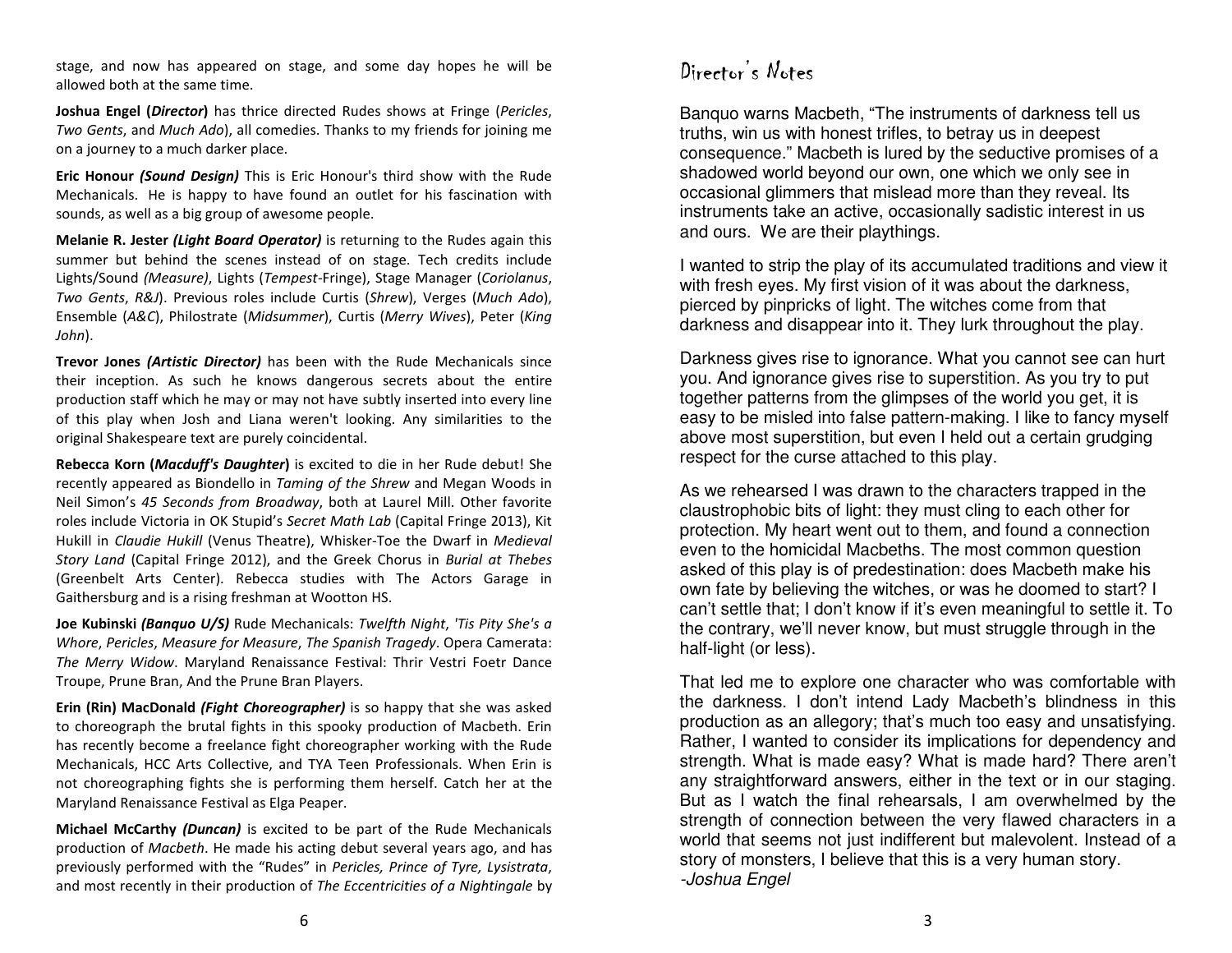stage, and now has appeared on stage, and some day hopes he will be allowed both at the same time.

**Joshua Engel (*Director*)** has thrice directed Rudes shows at Fringe (*Pericles*, *Two Gents*, and *Much Ado*), all comedies. Thanks to my friends for joining me on a journey to a much darker place.

**Eric Honour *(Sound Design)*** This is Eric Honour's third show with the Rude Mechanicals. He is happy to have found an outlet for his fascination with sounds, as well as a big group of awesome people.

**Melanie R. Jester *(Light Board Operator)*** is returning to the Rudes again this summer but behind the scenes instead of on stage. Tech credits include Lights/Sound *(Measure)*, Lights (*Tempest*-Fringe), Stage Manager (*Coriolanus*, *Two Gents*, *R&J*). Previous roles include Curtis (*Shrew*), Verges (*Much Ado*), Ensemble (*A&C*), Philostrate (*Midsummer*), Curtis (*Merry Wives*), Peter (*King John*).

**Trevor Jones *(Artistic Director)*** has been with the Rude Mechanicals since their inception. As such he knows dangerous secrets about the entire production staff which he may or may not have subtly inserted into every line of this play when Josh and Liana weren't looking. Any similarities to the original Shakespeare text are purely coincidental.

**Rebecca Korn (*Macduff's Daughter*)** is excited to die in her Rude debut! She recently appeared as Biondello in *Taming of the Shrew* and Megan Woods in Neil Simon's *45 Seconds from Broadway*, both at Laurel Mill. Other favorite roles include Victoria in OK Stupid's *Secret Math Lab* (Capital Fringe 2013), Kit Hukill in *Claudie Hukill* (Venus Theatre), Whisker-Toe the Dwarf in *Medieval Story Land* (Capital Fringe 2012), and the Greek Chorus in *Burial at Thebes* (Greenbelt Arts Center). Rebecca studies with The Actors Garage in Gaithersburg and is a rising freshman at Wootton HS.

**Joe Kubinski *(Banquo U/S)*** Rude Mechanicals: *Twelfth Night*, *'Tis Pity She's a Whore*, *Pericles*, *Measure for Measure*, *The Spanish Tragedy*. Opera Camerata: *The Merry Widow*. Maryland Renaissance Festival: Thrir Vestri Foetr Dance Troupe, Prune Bran, And the Prune Bran Players.

**Erin (Rin) MacDonald *(Fight Choreographer)*** is so happy that she was asked to choreograph the brutal fights in this spooky production of Macbeth. Erin has recently become a freelance fight choreographer working with the Rude Mechanicals, HCC Arts Collective, and TYA Teen Professionals. When Erin is not choreographing fights she is performing them herself. Catch her at the Maryland Renaissance Festival as Elga Peaper.

**Michael McCarthy *(Duncan)*** is excited to be part of the Rude Mechanicals production of *Macbeth*. He made his acting debut several years ago, and has previously performed with the "Rudes" in *Pericles, Prince of Tyre, Lysistrata*, and most recently in their production of *The Eccentricities of a Nightingale* by

# Director's Notes

Banquo warns Macbeth, "The instruments of darkness tell us truths, win us with honest trifles, to betray us in deepest consequence." Macbeth is lured by the seductive promises of a shadowed world beyond our own, one which we only see in occasional glimmers that mislead more than they reveal. Its instruments take an active, occasionally sadistic interest in us and ours. We are their playthings.

I wanted to strip the play of its accumulated traditions and view it with fresh eyes. My first vision of it was about the darkness, pierced by pinpricks of light. The witches come from that darkness and disappear into it. They lurk throughout the play.

Darkness gives rise to ignorance. What you cannot see can hurt you. And ignorance gives rise to superstition. As you try to put together patterns from the glimpses of the world you get, it is easy to be misled into false pattern-making. I like to fancy myself above most superstition, but even I held out a certain grudging respect for the curse attached to this play.

As we rehearsed I was drawn to the characters trapped in the claustrophobic bits of light: they must cling to each other for protection. My heart went out to them, and found a connection even to the homicidal Macbeths. The most common question asked of this play is of predestination: does Macbeth make his own fate by believing the witches, or was he doomed to start? I can't settle that; I don't know if it's even meaningful to settle it. To the contrary, we'll never know, but must struggle through in the half-light (or less).

That led me to explore one character who was comfortable with the darkness. I don't intend Lady Macbeth's blindness in this production as an allegory; that's much too easy and unsatisfying. Rather, I wanted to consider its implications for dependency and strength. What is made easy? What is made hard? There aren't any straightforward answers, either in the text or in our staging. But as I watch the final rehearsals, I am overwhelmed by the strength of connection between the very flawed characters in a world that seems not just indifferent but malevolent. Instead of a story of monsters, I believe that this is a very human story.

*-Joshua Engel*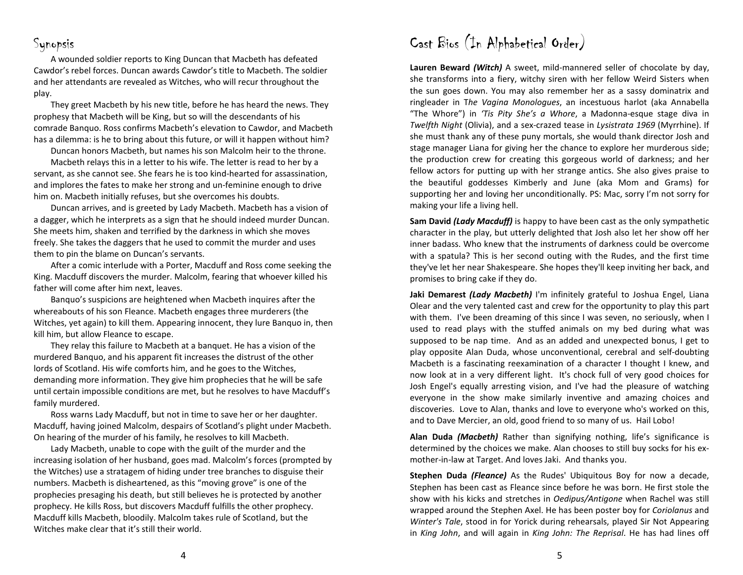# Synopsis

A wounded soldier reports to King Duncan that Macbeth has defeated Cawdor's rebel forces. Duncan awards Cawdor's title to Macbeth. The soldier and her attendants are revealed as Witches, who will recur throughout the play.

They greet Macbeth by his new title, before he has heard the news. They prophesy that Macbeth will be King, but so will the descendants of his comrade Banquo. Ross confirms Macbeth's elevation to Cawdor, and Macbeth has a dilemma: is he to bring about this future, or will it happen without him?

Duncan honors Macbeth, but names his son Malcolm heir to the throne.

Macbeth relays this in a letter to his wife. The letter is read to her by a servant, as she cannot see. She fears he is too kind-hearted for assassination, and implores the fates to make her strong and un-feminine enough to drive him on. Macbeth initially refuses, but she overcomes his doubts.

Duncan arrives, and is greeted by Lady Macbeth. Macbeth has a vision of a dagger, which he interprets as a sign that he should indeed murder Duncan. She meets him, shaken and terrified by the darkness in which she moves freely. She takes the daggers that he used to commit the murder and uses them to pin the blame on Duncan's servants.

After a comic interlude with a Porter, Macduff and Ross come seeking the King. Macduff discovers the murder. Malcolm, fearing that whoever killed his father will come after him next, leaves.

Banquo's suspicions are heightened when Macbeth inquires after the whereabouts of his son Fleance. Macbeth engages three murderers (the Witches, yet again) to kill them. Appearing innocent, they lure Banquo in, then kill him, but allow Fleance to escape.

They relay this failure to Macbeth at a banquet. He has a vision of the murdered Banquo, and his apparent fit increases the distrust of the other lords of Scotland. His wife comforts him, and he goes to the Witches, demanding more information. They give him prophecies that he will be safe until certain impossible conditions are met, but he resolves to have Macduff's family murdered.

Ross warns Lady Macduff, but not in time to save her or her daughter. Macduff, having joined Malcolm, despairs of Scotland's plight under Macbeth. On hearing of the murder of his family, he resolves to kill Macbeth.

Lady Macbeth, unable to cope with the guilt of the murder and the increasing isolation of her husband, goes mad. Malcolm's forces (prompted by the Witches) use a stratagem of hiding under tree branches to disguise their numbers. Macbeth is disheartened, as this "moving grove" is one of the prophecies presaging his death, but still believes he is protected by another prophecy. He kills Ross, but discovers Macduff fulfills the other prophecy. Macduff kills Macbeth, bloodily. Malcolm takes rule of Scotland, but the Witches make clear that it's still their world.

# Cast Bios (In Alphabetical Order)

**Lauren Beward** ***(Witch)*** A sweet, mild-mannered seller of chocolate by day, she transforms into a fiery, witchy siren with her fellow Weird Sisters when the sun goes down. You may also remember her as a sassy dominatrix and ringleader in *The Vagina Monologues*, an incestuous harlot (aka Annabella "The Whore") in *'Tis Pity She's a Whore*, a Madonna-esque stage diva in *Twelfth Night* (Olivia), and a sex-crazed tease in *Lysistrata 1969* (Myrrhine). If she must thank any of these puny mortals, she would thank director Josh and stage manager Liana for giving her the chance to explore her murderous side; the production crew for creating this gorgeous world of darkness; and her fellow actors for putting up with her strange antics. She also gives praise to the beautiful goddesses Kimberly and June (aka Mom and Grams) for supporting her and loving her unconditionally. PS: Mac, sorry I'm not sorry for making your life a living hell.

**Sam David** ***(Lady Macduff)*** is happy to have been cast as the only sympathetic character in the play, but utterly delighted that Josh also let her show off her inner badass. Who knew that the instruments of darkness could be overcome with a spatula? This is her second outing with the Rudes, and the first time they've let her near Shakespeare. She hopes they'll keep inviting her back, and promises to bring cake if they do.

**Jaki Demarest** ***(Lady Macbeth)*** I'm infinitely grateful to Joshua Engel, Liana Olear and the very talented cast and crew for the opportunity to play this part with them. I've been dreaming of this since I was seven, no seriously, when I used to read plays with the stuffed animals on my bed during what was supposed to be nap time. And as an added and unexpected bonus, I get to play opposite Alan Duda, whose unconventional, cerebral and self-doubting Macbeth is a fascinating reexamination of a character I thought I knew, and now look at in a very different light. It's chock full of very good choices for Josh Engel's equally arresting vision, and I've had the pleasure of watching everyone in the show make similarly inventive and amazing choices and discoveries. Love to Alan, thanks and love to everyone who's worked on this, and to Dave Mercier, an old, good friend to so many of us. Hail Lobo!

**Alan Duda** ***(Macbeth)*** Rather than signifying nothing, life's significance is determined by the choices we make. Alan chooses to still buy socks for his ex-mother-in-law at Target. And loves Jaki. And thanks you.

**Stephen Duda** ***(Fleance)*** As the Rudes' Ubiquitous Boy for now a decade, Stephen has been cast as Fleance since before he was born. He first stole the show with his kicks and stretches in *Oedipus/Antigone* when Rachel was still wrapped around the Stephen Axel. He has been poster boy for *Coriolanus* and *Winter's Tale*, stood in for Yorick during rehearsals, played Sir Not Appearing in *King John*, and will again in *King John: The Reprisal*. He has had lines off